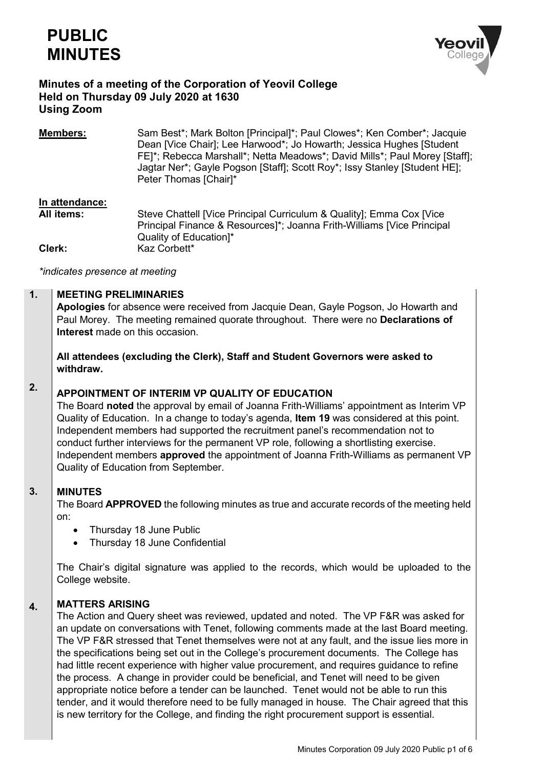# PUBLIC MINUTES

**Minutes of a meeting of the Corporation of Yeovil College**
**Held on Thursday 09 July 2020 at 1630**
**Using Zoom**

**Members:** Sam Best*; Mark Bolton [Principal]*; Paul Clowes*; Ken Comber*; Jacquie Dean [Vice Chair]; Lee Harwood*; Jo Howarth; Jessica Hughes [Student FE]*; Rebecca Marshall*; Netta Meadows*; David Mills*; Paul Morey [Staff]; Jagtar Ner*; Gayle Pogson [Staff]; Scott Roy*; Issy Stanley [Student HE]; Peter Thomas [Chair]*

**In attendance:**

**All items:** Steve Chattell [Vice Principal Curriculum & Quality]; Emma Cox [Vice Principal Finance & Resources]*; Joanna Frith-Williams [Vice Principal Quality of Education]*

**Clerk:** Kaz Corbett*

*\*indicates presence at meeting*

## 1. MEETING PRELIMINARIES

**Apologies** for absence were received from Jacquie Dean, Gayle Pogson, Jo Howarth and Paul Morey. The meeting remained quorate throughout. There were no **Declarations of Interest** made on this occasion.

**All attendees (excluding the Clerk), Staff and Student Governors were asked to withdraw.**

## 2. APPOINTMENT OF INTERIM VP QUALITY OF EDUCATION

The Board **noted** the approval by email of Joanna Frith-Williams' appointment as Interim VP Quality of Education. In a change to today's agenda, **Item 19** was considered at this point. Independent members had supported the recruitment panel's recommendation not to conduct further interviews for the permanent VP role, following a shortlisting exercise. Independent members **approved** the appointment of Joanna Frith-Williams as permanent VP Quality of Education from September.

## 3. MINUTES

The Board **APPROVED** the following minutes as true and accurate records of the meeting held on:

- Thursday 18 June Public
- Thursday 18 June Confidential

The Chair's digital signature was applied to the records, which would be uploaded to the College website.

## 4. MATTERS ARISING

The Action and Query sheet was reviewed, updated and noted. The VP F&R was asked for an update on conversations with Tenet, following comments made at the last Board meeting. The VP F&R stressed that Tenet themselves were not at any fault, and the issue lies more in the specifications being set out in the College's procurement documents. The College has had little recent experience with higher value procurement, and requires guidance to refine the process. A change in provider could be beneficial, and Tenet will need to be given appropriate notice before a tender can be launched. Tenet would not be able to run this tender, and it would therefore need to be fully managed in house. The Chair agreed that this is new territory for the College, and finding the right procurement support is essential.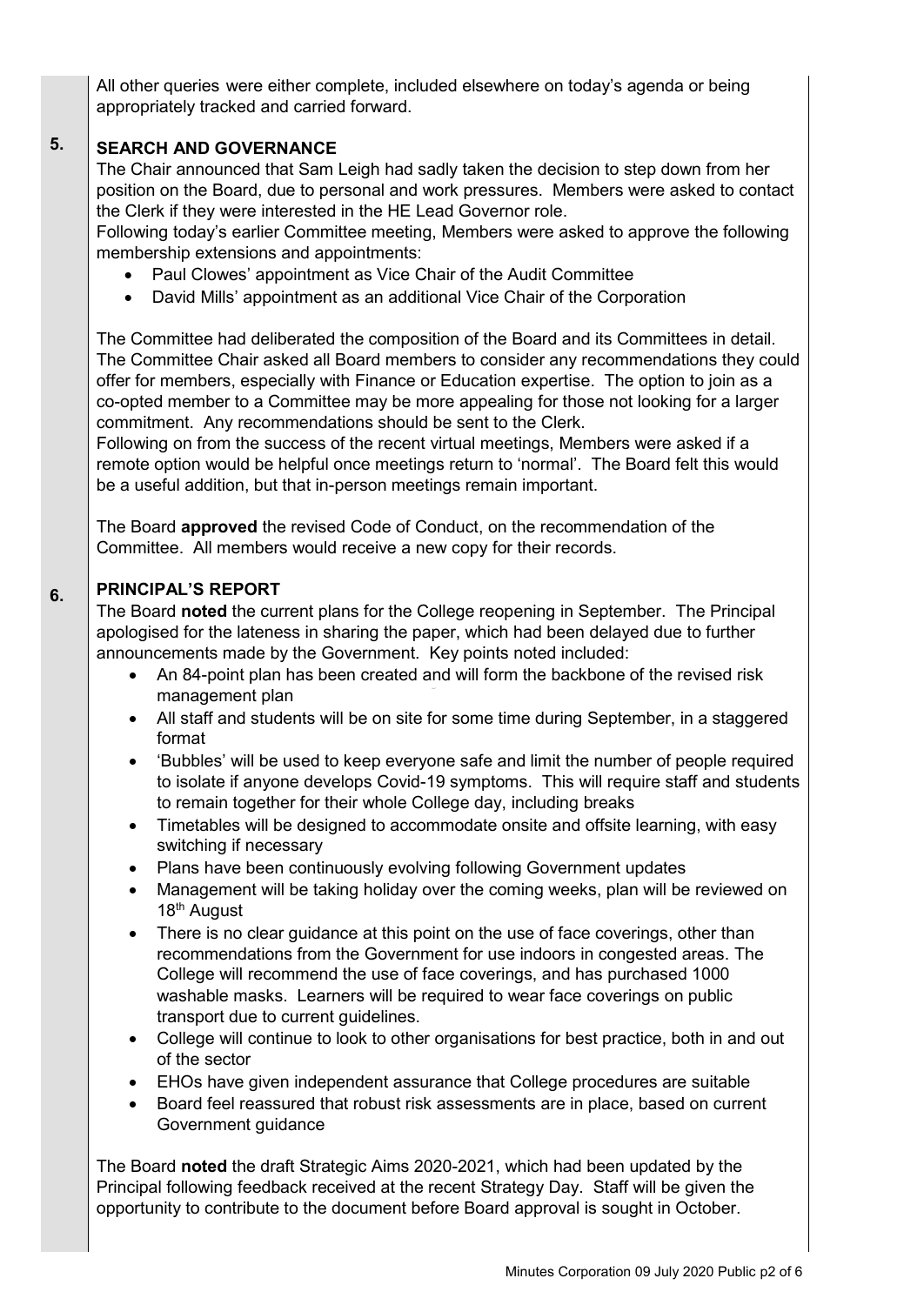All other queries were either complete, included elsewhere on today's agenda or being appropriately tracked and carried forward.

## 5. SEARCH AND GOVERNANCE

The Chair announced that Sam Leigh had sadly taken the decision to step down from her position on the Board, due to personal and work pressures. Members were asked to contact the Clerk if they were interested in the HE Lead Governor role.

Following today's earlier Committee meeting, Members were asked to approve the following membership extensions and appointments:

- Paul Clowes' appointment as Vice Chair of the Audit Committee
- David Mills' appointment as an additional Vice Chair of the Corporation

The Committee had deliberated the composition of the Board and its Committees in detail. The Committee Chair asked all Board members to consider any recommendations they could offer for members, especially with Finance or Education expertise. The option to join as a co-opted member to a Committee may be more appealing for those not looking for a larger commitment. Any recommendations should be sent to the Clerk.

Following on from the success of the recent virtual meetings, Members were asked if a remote option would be helpful once meetings return to 'normal'. The Board felt this would be a useful addition, but that in-person meetings remain important.

The Board **approved** the revised Code of Conduct, on the recommendation of the Committee. All members would receive a new copy for their records.

## 6. PRINCIPAL'S REPORT

The Board **noted** the current plans for the College reopening in September. The Principal apologised for the lateness in sharing the paper, which had been delayed due to further announcements made by the Government. Key points noted included:

- An 84-point plan has been created and will form the backbone of the revised risk management plan
- All staff and students will be on site for some time during September, in a staggered format
- 'Bubbles' will be used to keep everyone safe and limit the number of people required to isolate if anyone develops Covid-19 symptoms. This will require staff and students to remain together for their whole College day, including breaks
- Timetables will be designed to accommodate onsite and offsite learning, with easy switching if necessary
- Plans have been continuously evolving following Government updates
- Management will be taking holiday over the coming weeks, plan will be reviewed on 18th August
- There is no clear guidance at this point on the use of face coverings, other than recommendations from the Government for use indoors in congested areas. The College will recommend the use of face coverings, and has purchased 1000 washable masks. Learners will be required to wear face coverings on public transport due to current guidelines.
- College will continue to look to other organisations for best practice, both in and out of the sector
- EHOs have given independent assurance that College procedures are suitable
- Board feel reassured that robust risk assessments are in place, based on current Government guidance

The Board **noted** the draft Strategic Aims 2020-2021, which had been updated by the Principal following feedback received at the recent Strategy Day. Staff will be given the opportunity to contribute to the document before Board approval is sought in October.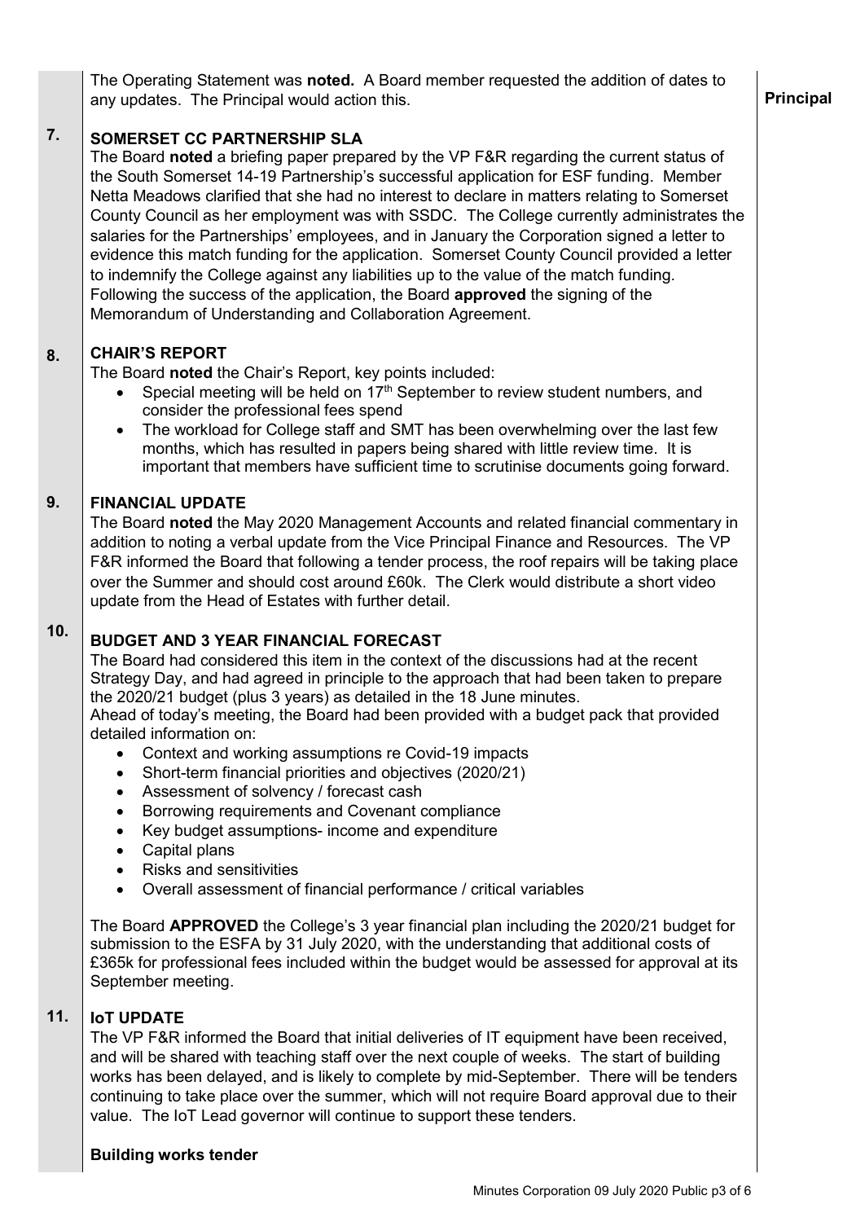The Operating Statement was **noted.** A Board member requested the addition of dates to any updates. The Principal would action this. **Principal**

## 7. SOMERSET CC PARTNERSHIP SLA

The Board **noted** a briefing paper prepared by the VP F&R regarding the current status of the South Somerset 14-19 Partnership's successful application for ESF funding. Member Netta Meadows clarified that she had no interest to declare in matters relating to Somerset County Council as her employment was with SSDC. The College currently administrates the salaries for the Partnerships' employees, and in January the Corporation signed a letter to evidence this match funding for the application. Somerset County Council provided a letter to indemnify the College against any liabilities up to the value of the match funding. Following the success of the application, the Board **approved** the signing of the Memorandum of Understanding and Collaboration Agreement.

## 8. CHAIR'S REPORT

The Board **noted** the Chair's Report, key points included:

- Special meeting will be held on 17th September to review student numbers, and consider the professional fees spend
- The workload for College staff and SMT has been overwhelming over the last few months, which has resulted in papers being shared with little review time. It is important that members have sufficient time to scrutinise documents going forward.

## 9. FINANCIAL UPDATE

The Board **noted** the May 2020 Management Accounts and related financial commentary in addition to noting a verbal update from the Vice Principal Finance and Resources. The VP F&R informed the Board that following a tender process, the roof repairs will be taking place over the Summer and should cost around £60k. The Clerk would distribute a short video update from the Head of Estates with further detail.

## 10. BUDGET AND 3 YEAR FINANCIAL FORECAST

The Board had considered this item in the context of the discussions had at the recent Strategy Day, and had agreed in principle to the approach that had been taken to prepare the 2020/21 budget (plus 3 years) as detailed in the 18 June minutes.
Ahead of today's meeting, the Board had been provided with a budget pack that provided detailed information on:

- Context and working assumptions re Covid-19 impacts
- Short-term financial priorities and objectives (2020/21)
- Assessment of solvency / forecast cash
- Borrowing requirements and Covenant compliance
- Key budget assumptions- income and expenditure
- Capital plans
- Risks and sensitivities
- Overall assessment of financial performance / critical variables

The Board **APPROVED** the College's 3 year financial plan including the 2020/21 budget for submission to the ESFA by 31 July 2020, with the understanding that additional costs of £365k for professional fees included within the budget would be assessed for approval at its September meeting.

## 11. IoT UPDATE

The VP F&R informed the Board that initial deliveries of IT equipment have been received, and will be shared with teaching staff over the next couple of weeks. The start of building works has been delayed, and is likely to complete by mid-September. There will be tenders continuing to take place over the summer, which will not require Board approval due to their value. The IoT Lead governor will continue to support these tenders.

**Building works tender**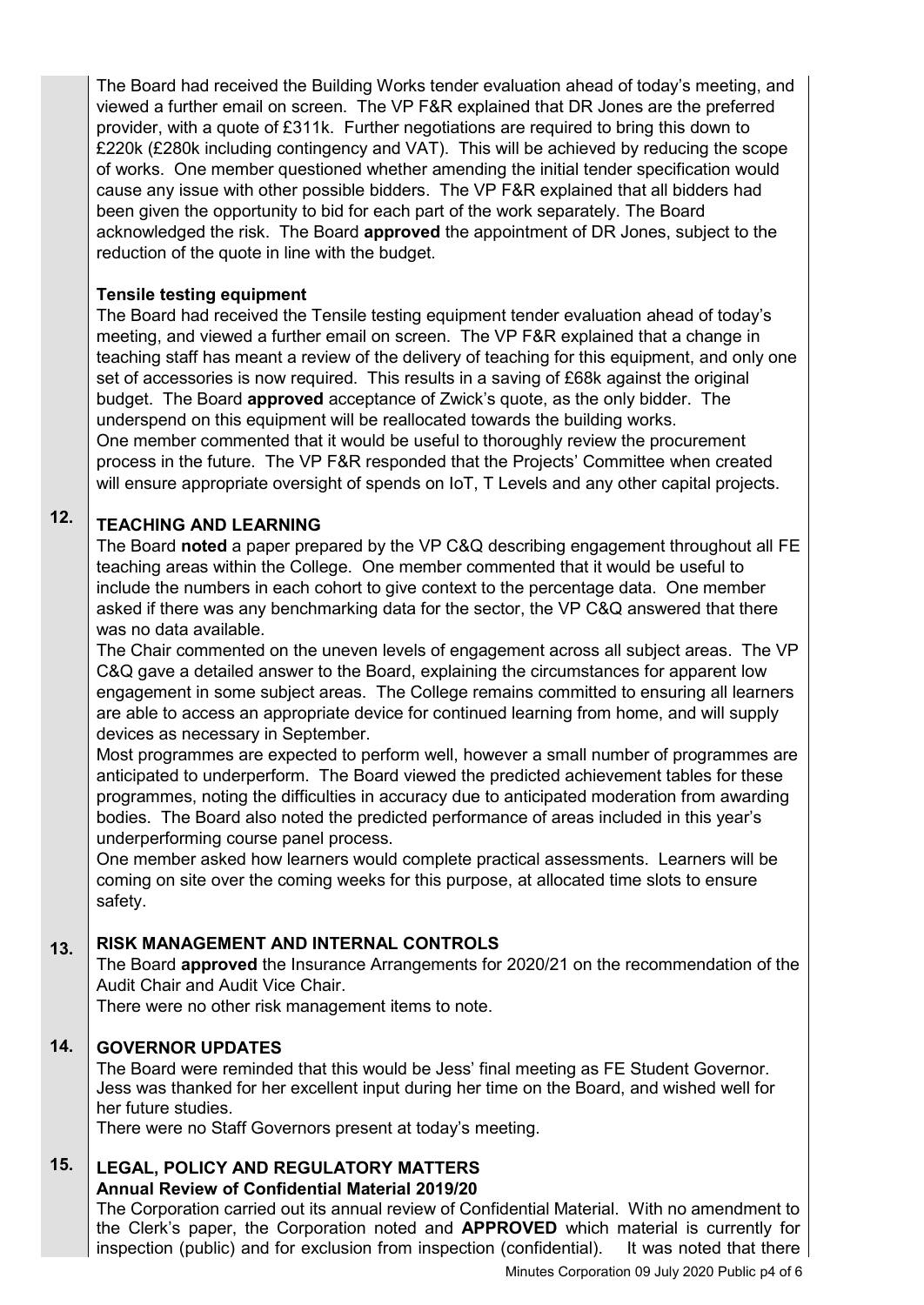The Board had received the Building Works tender evaluation ahead of today's meeting, and viewed a further email on screen. The VP F&R explained that DR Jones are the preferred provider, with a quote of £311k. Further negotiations are required to bring this down to £220k (£280k including contingency and VAT). This will be achieved by reducing the scope of works. One member questioned whether amending the initial tender specification would cause any issue with other possible bidders. The VP F&R explained that all bidders had been given the opportunity to bid for each part of the work separately. The Board acknowledged the risk. The Board **approved** the appointment of DR Jones, subject to the reduction of the quote in line with the budget.

**Tensile testing equipment**

The Board had received the Tensile testing equipment tender evaluation ahead of today's meeting, and viewed a further email on screen. The VP F&R explained that a change in teaching staff has meant a review of the delivery of teaching for this equipment, and only one set of accessories is now required. This results in a saving of £68k against the original budget. The Board **approved** acceptance of Zwick's quote, as the only bidder. The underspend on this equipment will be reallocated towards the building works.

One member commented that it would be useful to thoroughly review the procurement process in the future. The VP F&R responded that the Projects' Committee when created will ensure appropriate oversight of spends on IoT, T Levels and any other capital projects.

## 12. TEACHING AND LEARNING

The Board **noted** a paper prepared by the VP C&Q describing engagement throughout all FE teaching areas within the College. One member commented that it would be useful to include the numbers in each cohort to give context to the percentage data. One member asked if there was any benchmarking data for the sector, the VP C&Q answered that there was no data available.

The Chair commented on the uneven levels of engagement across all subject areas. The VP C&Q gave a detailed answer to the Board, explaining the circumstances for apparent low engagement in some subject areas. The College remains committed to ensuring all learners are able to access an appropriate device for continued learning from home, and will supply devices as necessary in September.

Most programmes are expected to perform well, however a small number of programmes are anticipated to underperform. The Board viewed the predicted achievement tables for these programmes, noting the difficulties in accuracy due to anticipated moderation from awarding bodies. The Board also noted the predicted performance of areas included in this year's underperforming course panel process.

One member asked how learners would complete practical assessments. Learners will be coming on site over the coming weeks for this purpose, at allocated time slots to ensure safety.

## 13. RISK MANAGEMENT AND INTERNAL CONTROLS

The Board **approved** the Insurance Arrangements for 2020/21 on the recommendation of the Audit Chair and Audit Vice Chair.

There were no other risk management items to note.

## 14. GOVERNOR UPDATES

The Board were reminded that this would be Jess' final meeting as FE Student Governor. Jess was thanked for her excellent input during her time on the Board, and wished well for her future studies.

There were no Staff Governors present at today's meeting.

## 15. LEGAL, POLICY AND REGULATORY MATTERS

**Annual Review of Confidential Material 2019/20**

The Corporation carried out its annual review of Confidential Material. With no amendment to the Clerk's paper, the Corporation noted and **APPROVED** which material is currently for inspection (public) and for exclusion from inspection (confidential). It was noted that there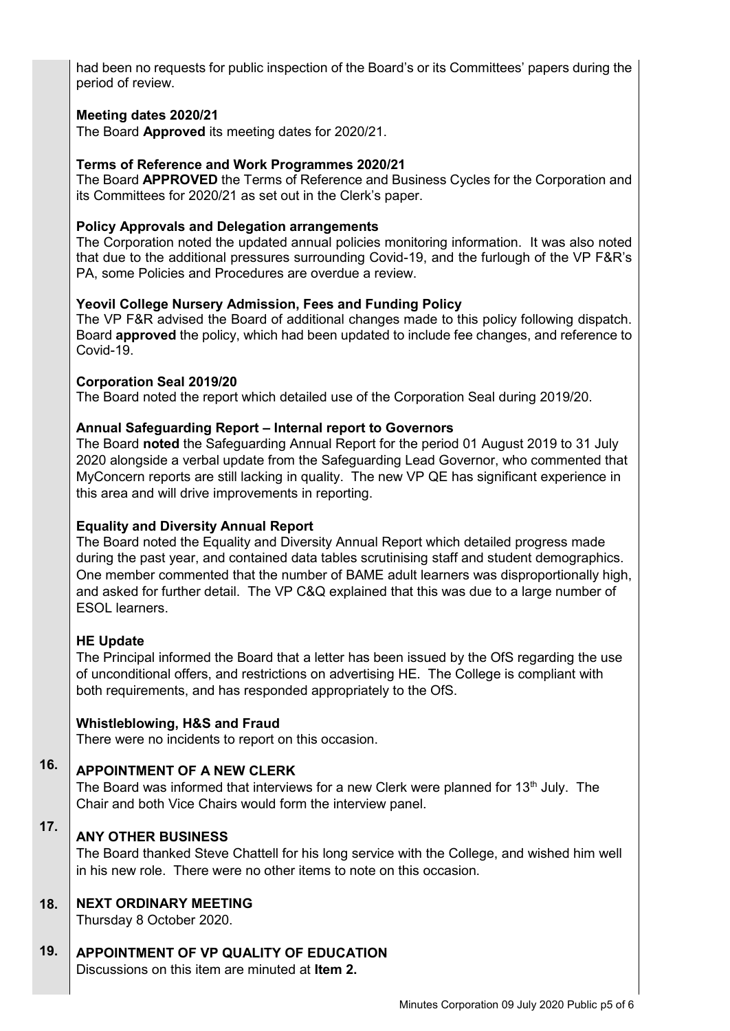had been no requests for public inspection of the Board's or its Committees' papers during the period of review.

**Meeting dates 2020/21**

The Board **Approved** its meeting dates for 2020/21.

**Terms of Reference and Work Programmes 2020/21**

The Board **APPROVED** the Terms of Reference and Business Cycles for the Corporation and its Committees for 2020/21 as set out in the Clerk's paper.

**Policy Approvals and Delegation arrangements**

The Corporation noted the updated annual policies monitoring information. It was also noted that due to the additional pressures surrounding Covid-19, and the furlough of the VP F&R's PA, some Policies and Procedures are overdue a review.

**Yeovil College Nursery Admission, Fees and Funding Policy**

The VP F&R advised the Board of additional changes made to this policy following dispatch. Board **approved** the policy, which had been updated to include fee changes, and reference to Covid-19.

**Corporation Seal 2019/20**

The Board noted the report which detailed use of the Corporation Seal during 2019/20.

**Annual Safeguarding Report – Internal report to Governors**

The Board **noted** the Safeguarding Annual Report for the period 01 August 2019 to 31 July 2020 alongside a verbal update from the Safeguarding Lead Governor, who commented that MyConcern reports are still lacking in quality. The new VP QE has significant experience in this area and will drive improvements in reporting.

**Equality and Diversity Annual Report**

The Board noted the Equality and Diversity Annual Report which detailed progress made during the past year, and contained data tables scrutinising staff and student demographics. One member commented that the number of BAME adult learners was disproportionally high, and asked for further detail. The VP C&Q explained that this was due to a large number of ESOL learners.

**HE Update**

The Principal informed the Board that a letter has been issued by the OfS regarding the use of unconditional offers, and restrictions on advertising HE. The College is compliant with both requirements, and has responded appropriately to the OfS.

**Whistleblowing, H&S and Fraud**

There were no incidents to report on this occasion.

**16. APPOINTMENT OF A NEW CLERK**

The Board was informed that interviews for a new Clerk were planned for 13th July. The Chair and both Vice Chairs would form the interview panel.

**17. ANY OTHER BUSINESS**

The Board thanked Steve Chattell for his long service with the College, and wished him well in his new role. There were no other items to note on this occasion.

**18. NEXT ORDINARY MEETING**

Thursday 8 October 2020.

**19. APPOINTMENT OF VP QUALITY OF EDUCATION**

Discussions on this item are minuted at **Item 2.**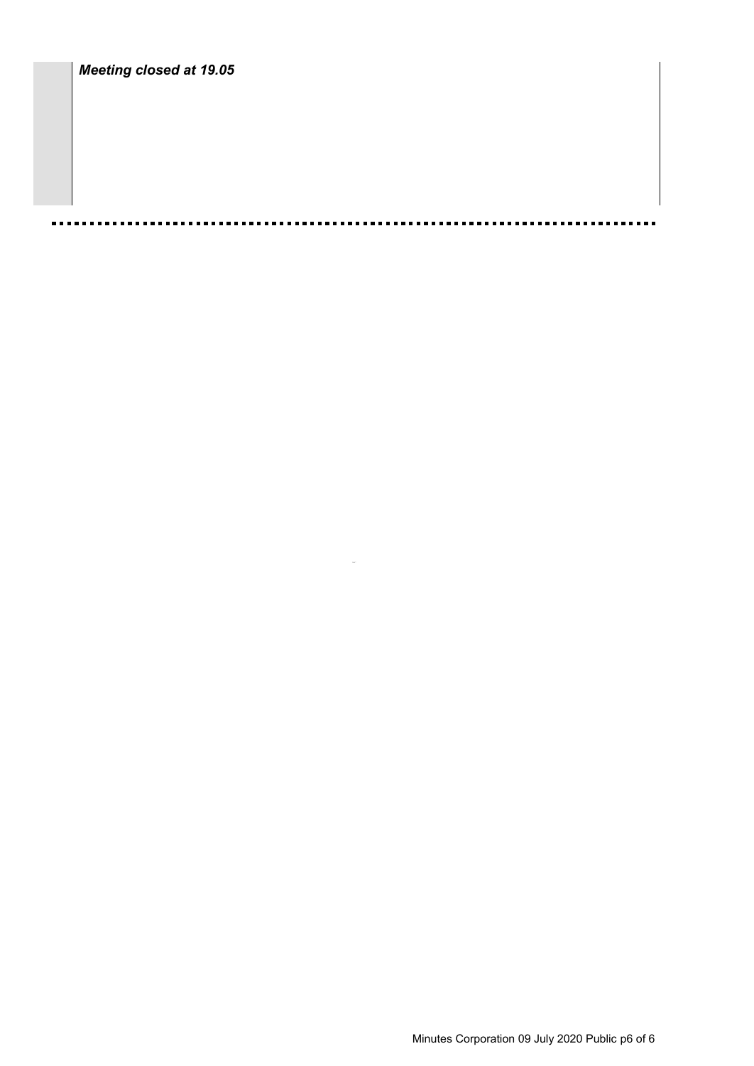***Meeting closed at 19.05***